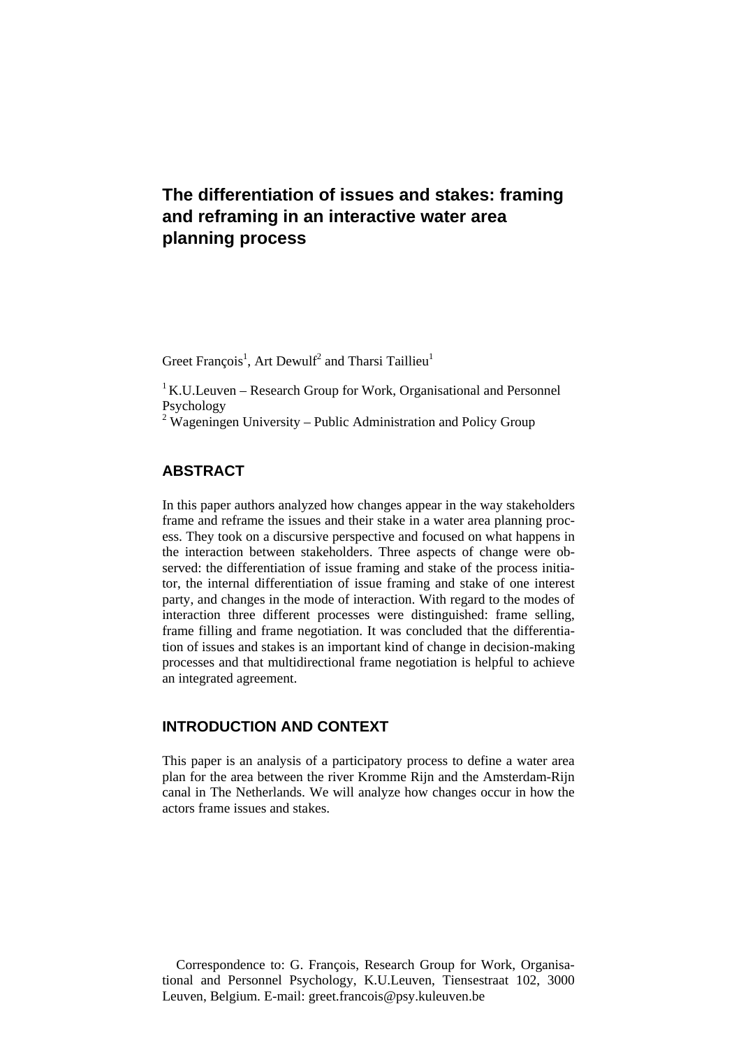# The differentiation of issues and stakes: framing and reframing in an interactive water area planning process

Greet François[1], Art Dewulf[2] and Tharsi Taillieu[1]

[1] K.U.Leuven – Research Group for Work, Organisational and Personnel Psychology
[2] Wageningen University – Public Administration and Policy Group

## ABSTRACT

In this paper authors analyzed how changes appear in the way stakeholders frame and reframe the issues and their stake in a water area planning process. They took on a discursive perspective and focused on what happens in the interaction between stakeholders. Three aspects of change were observed: the differentiation of issue framing and stake of the process initiator, the internal differentiation of issue framing and stake of one interest party, and changes in the mode of interaction. With regard to the modes of interaction three different processes were distinguished: frame selling, frame filling and frame negotiation. It was concluded that the differentiation of issues and stakes is an important kind of change in decision-making processes and that multidirectional frame negotiation is helpful to achieve an integrated agreement.

## INTRODUCTION AND CONTEXT

This paper is an analysis of a participatory process to define a water area plan for the area between the river Kromme Rijn and the Amsterdam-Rijn canal in The Netherlands. We will analyze how changes occur in how the actors frame issues and stakes.

Correspondence to: G. François, Research Group for Work, Organisational and Personnel Psychology, K.U.Leuven, Tiensestraat 102, 3000 Leuven, Belgium. E-mail: greet.francois@psy.kuleuven.be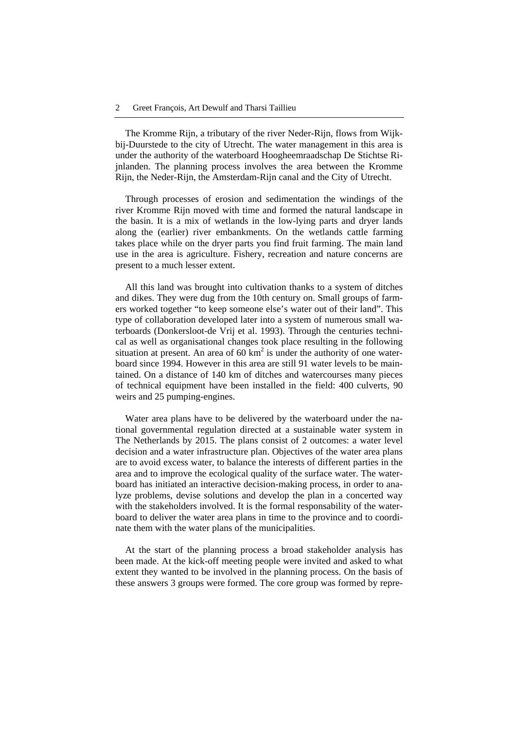The Kromme Rijn, a tributary of the river Neder-Rijn, flows from Wijk-bij-Duurstede to the city of Utrecht. The water management in this area is under the authority of the waterboard Hoogheemraadschap De Stichtse Rijnlanden. The planning process involves the area between the Kromme Rijn, the Neder-Rijn, the Amsterdam-Rijn canal and the City of Utrecht.

Through processes of erosion and sedimentation the windings of the river Kromme Rijn moved with time and formed the natural landscape in the basin. It is a mix of wetlands in the low-lying parts and dryer lands along the (earlier) river embankments. On the wetlands cattle farming takes place while on the dryer parts you find fruit farming. The main land use in the area is agriculture. Fishery, recreation and nature concerns are present to a much lesser extent.

All this land was brought into cultivation thanks to a system of ditches and dikes. They were dug from the 10th century on. Small groups of farmers worked together “to keep someone else’s water out of their land”. This type of collaboration developed later into a system of numerous small waterboards (Donkersloot-de Vrij et al. 1993). Through the centuries technical as well as organisational changes took place resulting in the following situation at present. An area of 60 $km^2$ is under the authority of one waterboard since 1994. However in this area are still 91 water levels to be maintained. On a distance of 140 km of ditches and watercourses many pieces of technical equipment have been installed in the field: 400 culverts, 90 weirs and 25 pumping-engines.

Water area plans have to be delivered by the waterboard under the national governmental regulation directed at a sustainable water system in The Netherlands by 2015. The plans consist of 2 outcomes: a water level decision and a water infrastructure plan. Objectives of the water area plans are to avoid excess water, to balance the interests of different parties in the area and to improve the ecological quality of the surface water. The waterboard has initiated an interactive decision-making process, in order to analyze problems, devise solutions and develop the plan in a concerted way with the stakeholders involved. It is the formal responsability of the waterboard to deliver the water area plans in time to the province and to coordinate them with the water plans of the municipalities.

At the start of the planning process a broad stakeholder analysis has been made. At the kick-off meeting people were invited and asked to what extent they wanted to be involved in the planning process. On the basis of these answers 3 groups were formed. The core group was formed by repre-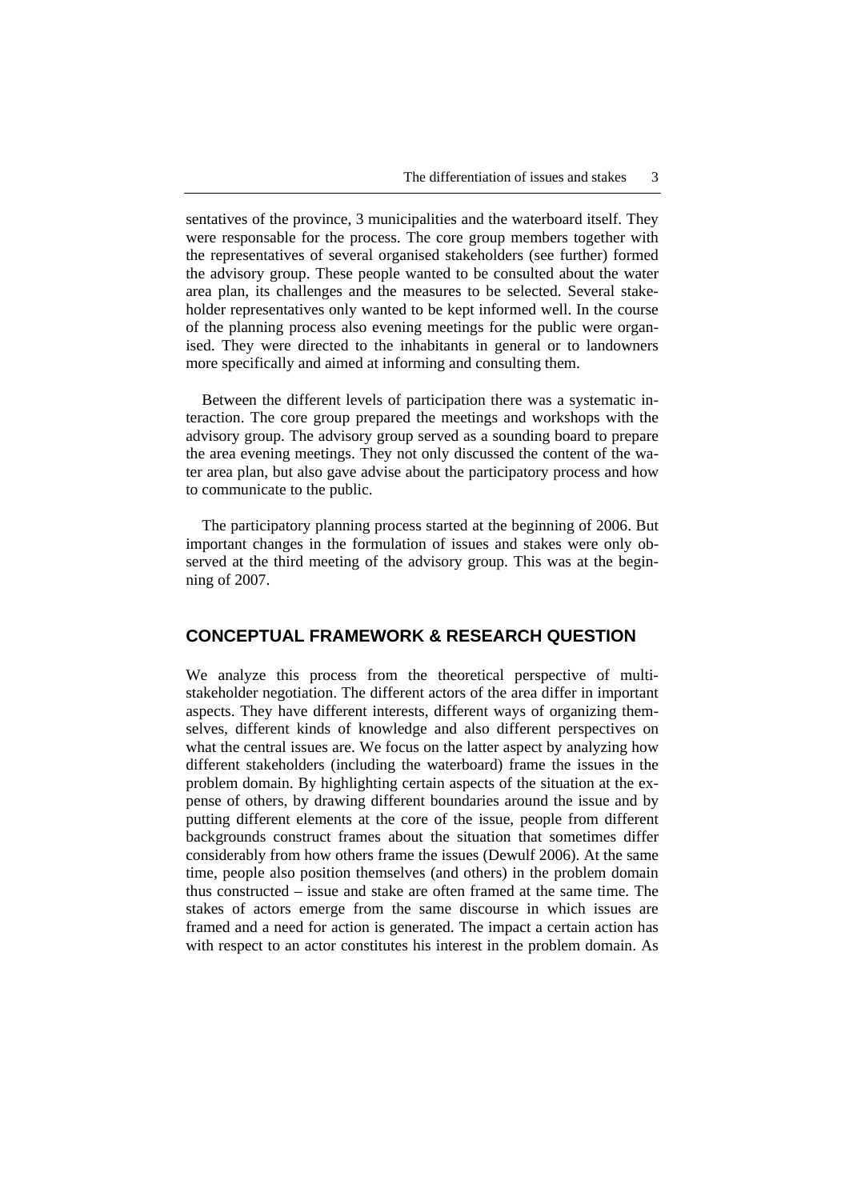sentatives of the province, 3 municipalities and the waterboard itself. They were responsable for the process. The core group members together with the representatives of several organised stakeholders (see further) formed the advisory group. These people wanted to be consulted about the water area plan, its challenges and the measures to be selected. Several stakeholder representatives only wanted to be kept informed well. In the course of the planning process also evening meetings for the public were organised. They were directed to the inhabitants in general or to landowners more specifically and aimed at informing and consulting them.

Between the different levels of participation there was a systematic interaction. The core group prepared the meetings and workshops with the advisory group. The advisory group served as a sounding board to prepare the area evening meetings. They not only discussed the content of the water area plan, but also gave advise about the participatory process and how to communicate to the public.

The participatory planning process started at the beginning of 2006. But important changes in the formulation of issues and stakes were only observed at the third meeting of the advisory group. This was at the beginning of 2007.

## CONCEPTUAL FRAMEWORK & RESEARCH QUESTION

We analyze this process from the theoretical perspective of multi-stakeholder negotiation. The different actors of the area differ in important aspects. They have different interests, different ways of organizing themselves, different kinds of knowledge and also different perspectives on what the central issues are. We focus on the latter aspect by analyzing how different stakeholders (including the waterboard) frame the issues in the problem domain. By highlighting certain aspects of the situation at the expense of others, by drawing different boundaries around the issue and by putting different elements at the core of the issue, people from different backgrounds construct frames about the situation that sometimes differ considerably from how others frame the issues (Dewulf 2006). At the same time, people also position themselves (and others) in the problem domain thus constructed – issue and stake are often framed at the same time. The stakes of actors emerge from the same discourse in which issues are framed and a need for action is generated. The impact a certain action has with respect to an actor constitutes his interest in the problem domain. As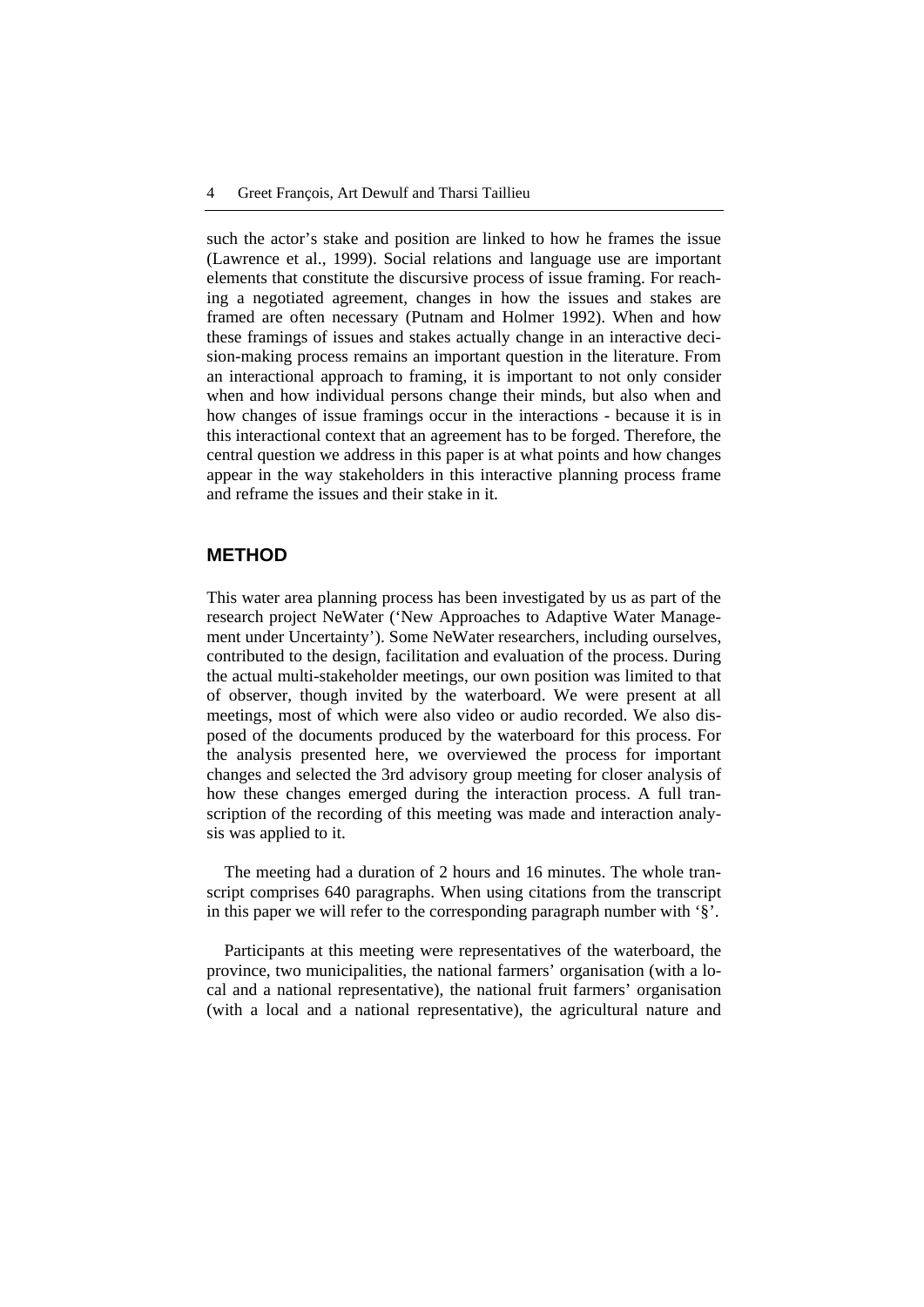such the actor's stake and position are linked to how he frames the issue (Lawrence et al., 1999). Social relations and language use are important elements that constitute the discursive process of issue framing. For reaching a negotiated agreement, changes in how the issues and stakes are framed are often necessary (Putnam and Holmer 1992). When and how these framings of issues and stakes actually change in an interactive decision-making process remains an important question in the literature. From an interactional approach to framing, it is important to not only consider when and how individual persons change their minds, but also when and how changes of issue framings occur in the interactions - because it is in this interactional context that an agreement has to be forged. Therefore, the central question we address in this paper is at what points and how changes appear in the way stakeholders in this interactive planning process frame and reframe the issues and their stake in it.

## METHOD

This water area planning process has been investigated by us as part of the research project NeWater ('New Approaches to Adaptive Water Management under Uncertainty'). Some NeWater researchers, including ourselves, contributed to the design, facilitation and evaluation of the process. During the actual multi-stakeholder meetings, our own position was limited to that of observer, though invited by the waterboard. We were present at all meetings, most of which were also video or audio recorded. We also disposed of the documents produced by the waterboard for this process. For the analysis presented here, we overviewed the process for important changes and selected the 3rd advisory group meeting for closer analysis of how these changes emerged during the interaction process. A full transcription of the recording of this meeting was made and interaction analysis was applied to it.

The meeting had a duration of 2 hours and 16 minutes. The whole transcript comprises 640 paragraphs. When using citations from the transcript in this paper we will refer to the corresponding paragraph number with '§'.

Participants at this meeting were representatives of the waterboard, the province, two municipalities, the national farmers' organisation (with a local and a national representative), the national fruit farmers' organisation (with a local and a national representative), the agricultural nature and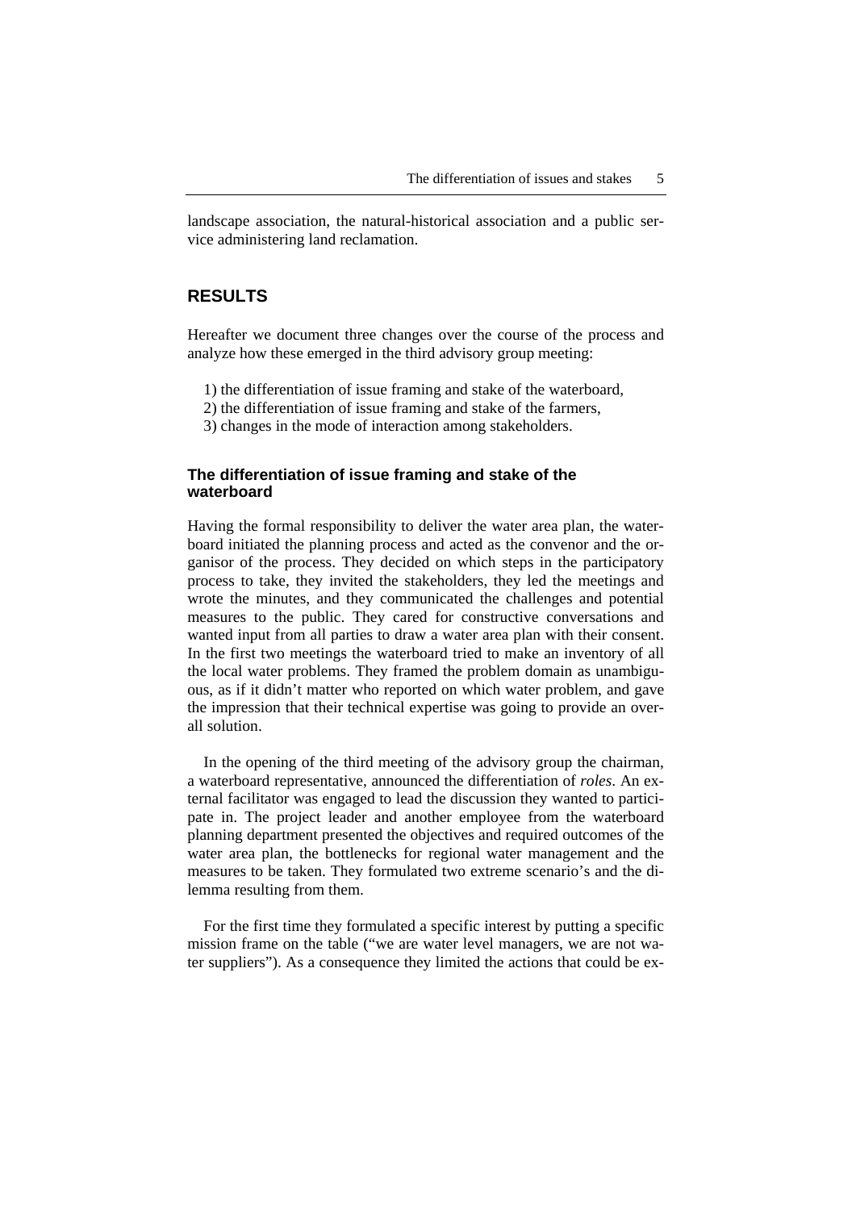landscape association, the natural-historical association and a public service administering land reclamation.

## RESULTS

Hereafter we document three changes over the course of the process and analyze how these emerged in the third advisory group meeting:

1) the differentiation of issue framing and stake of the waterboard,
2) the differentiation of issue framing and stake of the farmers,
3) changes in the mode of interaction among stakeholders.

### The differentiation of issue framing and stake of the waterboard

Having the formal responsibility to deliver the water area plan, the waterboard initiated the planning process and acted as the convenor and the organisor of the process. They decided on which steps in the participatory process to take, they invited the stakeholders, they led the meetings and wrote the minutes, and they communicated the challenges and potential measures to the public. They cared for constructive conversations and wanted input from all parties to draw a water area plan with their consent. In the first two meetings the waterboard tried to make an inventory of all the local water problems. They framed the problem domain as unambiguous, as if it didn't matter who reported on which water problem, and gave the impression that their technical expertise was going to provide an overall solution.

In the opening of the third meeting of the advisory group the chairman, a waterboard representative, announced the differentiation of *roles*. An external facilitator was engaged to lead the discussion they wanted to participate in. The project leader and another employee from the waterboard planning department presented the objectives and required outcomes of the water area plan, the bottlenecks for regional water management and the measures to be taken. They formulated two extreme scenario's and the dilemma resulting from them.

For the first time they formulated a specific interest by putting a specific mission frame on the table ("we are water level managers, we are not water suppliers"). As a consequence they limited the actions that could be ex-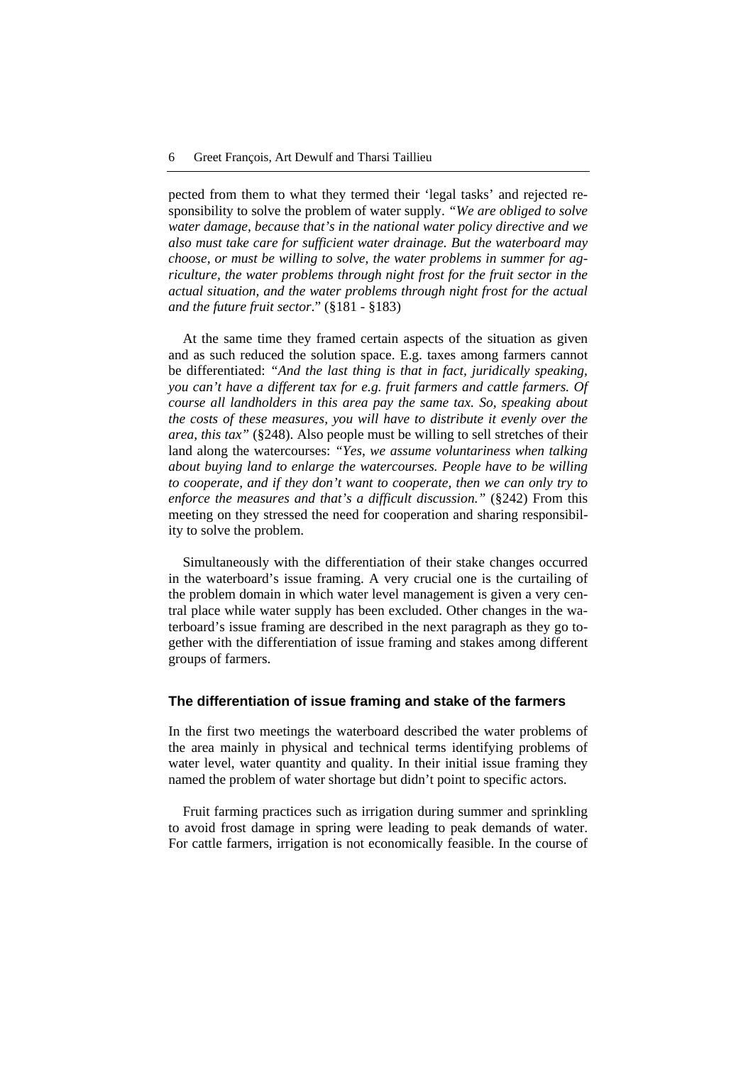pected from them to what they termed their 'legal tasks' and rejected responsibility to solve the problem of water supply. *"We are obliged to solve water damage, because that's in the national water policy directive and we also must take care for sufficient water drainage. But the waterboard may choose, or must be willing to solve, the water problems in summer for agriculture, the water problems through night frost for the fruit sector in the actual situation, and the water problems through night frost for the actual and the future fruit sector*." (§181 - §183)

At the same time they framed certain aspects of the situation as given and as such reduced the solution space. E.g. taxes among farmers cannot be differentiated: *"And the last thing is that in fact, juridically speaking, you can't have a different tax for e.g. fruit farmers and cattle farmers. Of course all landholders in this area pay the same tax. So, speaking about the costs of these measures, you will have to distribute it evenly over the area, this tax"* (§248). Also people must be willing to sell stretches of their land along the watercourses: *"Yes, we assume voluntariness when talking about buying land to enlarge the watercourses. People have to be willing to cooperate, and if they don't want to cooperate, then we can only try to enforce the measures and that's a difficult discussion."* (§242) From this meeting on they stressed the need for cooperation and sharing responsibility to solve the problem.

Simultaneously with the differentiation of their stake changes occurred in the waterboard's issue framing. A very crucial one is the curtailing of the problem domain in which water level management is given a very central place while water supply has been excluded. Other changes in the waterboard's issue framing are described in the next paragraph as they go together with the differentiation of issue framing and stakes among different groups of farmers.

## The differentiation of issue framing and stake of the farmers

In the first two meetings the waterboard described the water problems of the area mainly in physical and technical terms identifying problems of water level, water quantity and quality. In their initial issue framing they named the problem of water shortage but didn't point to specific actors.

Fruit farming practices such as irrigation during summer and sprinkling to avoid frost damage in spring were leading to peak demands of water. For cattle farmers, irrigation is not economically feasible. In the course of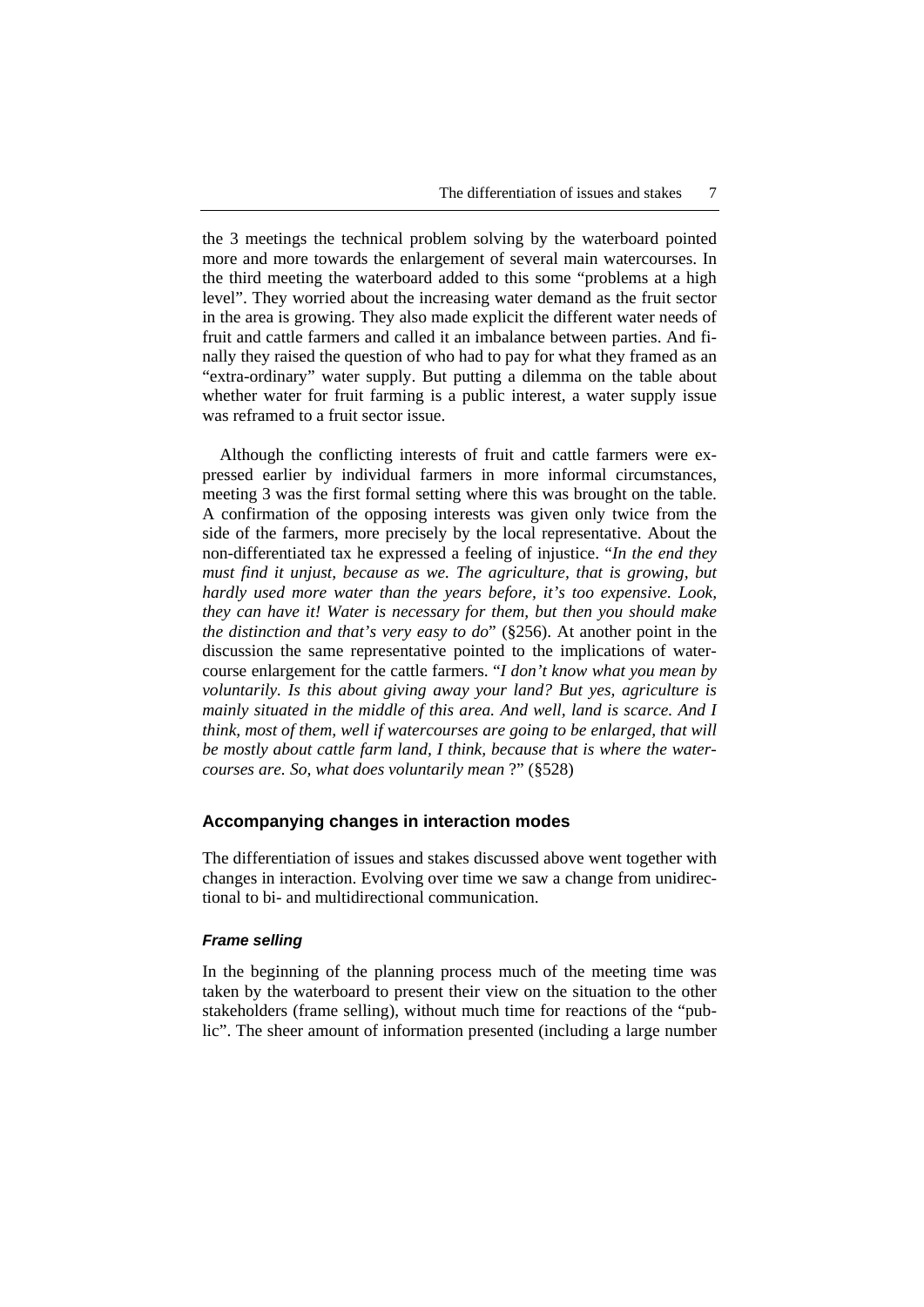the 3 meetings the technical problem solving by the waterboard pointed more and more towards the enlargement of several main watercourses. In the third meeting the waterboard added to this some "problems at a high level". They worried about the increasing water demand as the fruit sector in the area is growing. They also made explicit the different water needs of fruit and cattle farmers and called it an imbalance between parties. And finally they raised the question of who had to pay for what they framed as an "extra-ordinary" water supply. But putting a dilemma on the table about whether water for fruit farming is a public interest, a water supply issue was reframed to a fruit sector issue.

Although the conflicting interests of fruit and cattle farmers were expressed earlier by individual farmers in more informal circumstances, meeting 3 was the first formal setting where this was brought on the table. A confirmation of the opposing interests was given only twice from the side of the farmers, more precisely by the local representative. About the non-differentiated tax he expressed a feeling of injustice. "*In the end they must find it unjust, because as we. The agriculture, that is growing, but hardly used more water than the years before, it's too expensive. Look, they can have it! Water is necessary for them, but then you should make the distinction and that's very easy to do*" (§256). At another point in the discussion the same representative pointed to the implications of watercourse enlargement for the cattle farmers. "*I don't know what you mean by voluntarily. Is this about giving away your land? But yes, agriculture is mainly situated in the middle of this area. And well, land is scarce. And I think, most of them, well if watercourses are going to be enlarged, that will be mostly about cattle farm land, I think, because that is where the watercourses are. So, what does voluntarily mean* ?" (§528)

## Accompanying changes in interaction modes

The differentiation of issues and stakes discussed above went together with changes in interaction. Evolving over time we saw a change from unidirectional to bi- and multidirectional communication.

### *Frame selling*

In the beginning of the planning process much of the meeting time was taken by the waterboard to present their view on the situation to the other stakeholders (frame selling), without much time for reactions of the "public". The sheer amount of information presented (including a large number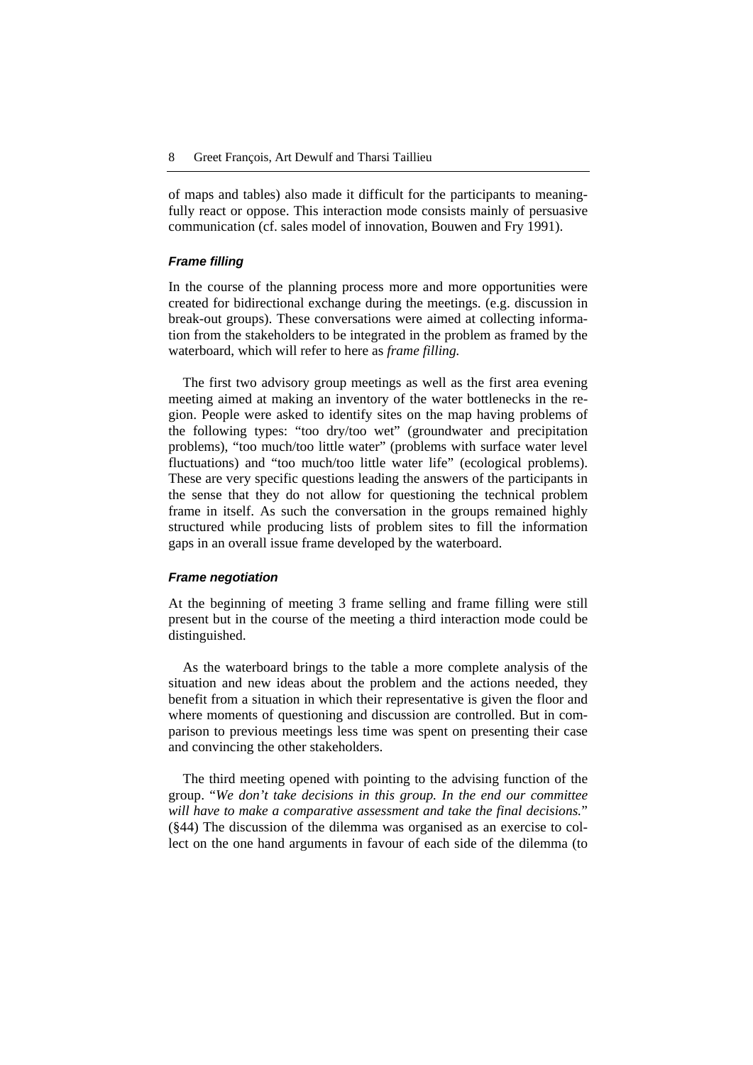of maps and tables) also made it difficult for the participants to meaningfully react or oppose. This interaction mode consists mainly of persuasive communication (cf. sales model of innovation, Bouwen and Fry 1991).

### *Frame filling*

In the course of the planning process more and more opportunities were created for bidirectional exchange during the meetings. (e.g. discussion in break-out groups). These conversations were aimed at collecting information from the stakeholders to be integrated in the problem as framed by the waterboard, which will refer to here as *frame filling.*

The first two advisory group meetings as well as the first area evening meeting aimed at making an inventory of the water bottlenecks in the region. People were asked to identify sites on the map having problems of the following types: "too dry/too wet" (groundwater and precipitation problems), "too much/too little water" (problems with surface water level fluctuations) and "too much/too little water life" (ecological problems). These are very specific questions leading the answers of the participants in the sense that they do not allow for questioning the technical problem frame in itself. As such the conversation in the groups remained highly structured while producing lists of problem sites to fill the information gaps in an overall issue frame developed by the waterboard.

### *Frame negotiation*

At the beginning of meeting 3 frame selling and frame filling were still present but in the course of the meeting a third interaction mode could be distinguished.

As the waterboard brings to the table a more complete analysis of the situation and new ideas about the problem and the actions needed, they benefit from a situation in which their representative is given the floor and where moments of questioning and discussion are controlled. But in comparison to previous meetings less time was spent on presenting their case and convincing the other stakeholders.

The third meeting opened with pointing to the advising function of the group. "*We don't take decisions in this group. In the end our committee will have to make a comparative assessment and take the final decisions.*" (§44) The discussion of the dilemma was organised as an exercise to collect on the one hand arguments in favour of each side of the dilemma (to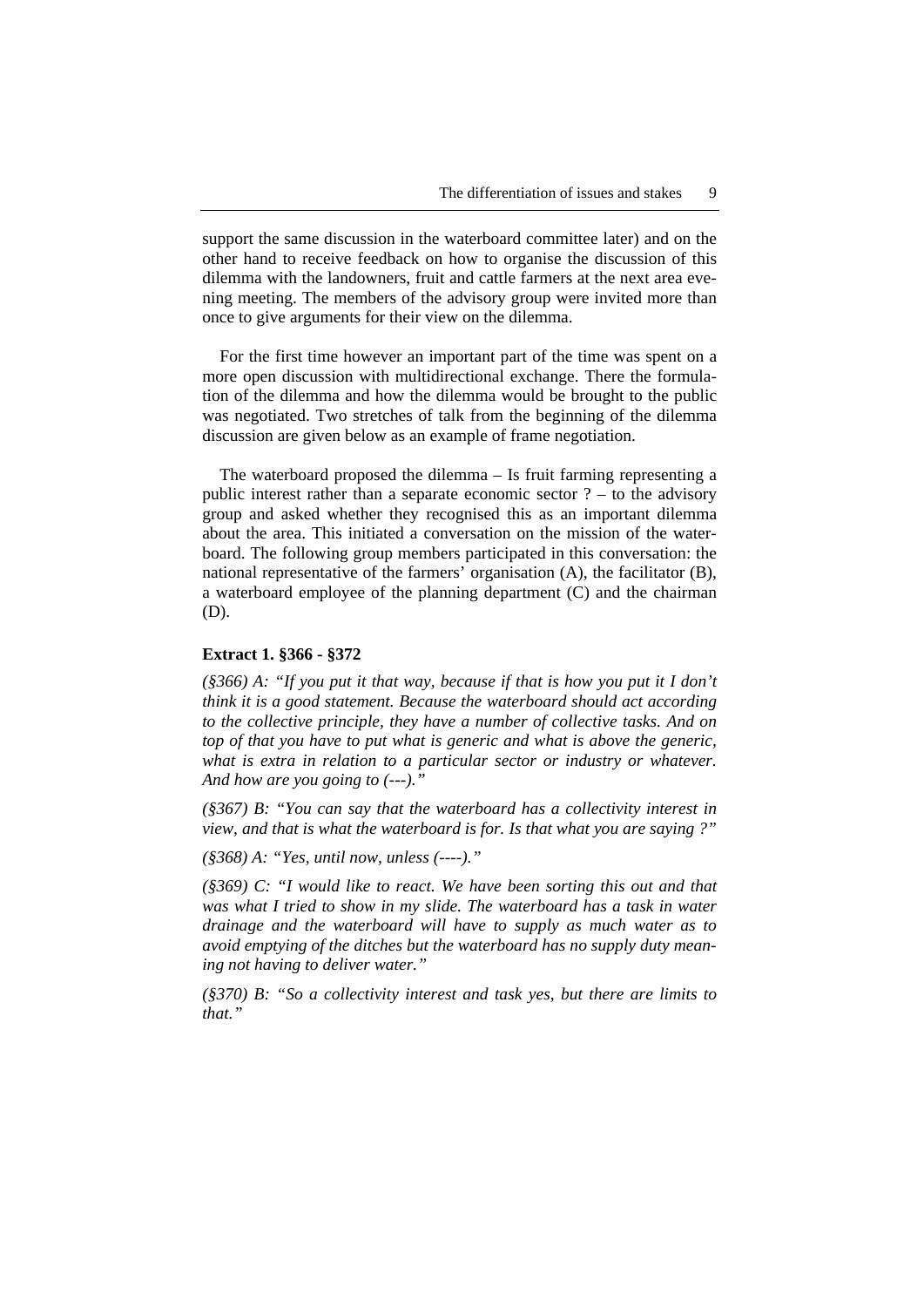support the same discussion in the waterboard committee later) and on the other hand to receive feedback on how to organise the discussion of this dilemma with the landowners, fruit and cattle farmers at the next area evening meeting. The members of the advisory group were invited more than once to give arguments for their view on the dilemma.

For the first time however an important part of the time was spent on a more open discussion with multidirectional exchange. There the formulation of the dilemma and how the dilemma would be brought to the public was negotiated. Two stretches of talk from the beginning of the dilemma discussion are given below as an example of frame negotiation.

The waterboard proposed the dilemma – Is fruit farming representing a public interest rather than a separate economic sector ? – to the advisory group and asked whether they recognised this as an important dilemma about the area. This initiated a conversation on the mission of the waterboard. The following group members participated in this conversation: the national representative of the farmers' organisation (A), the facilitator (B), a waterboard employee of the planning department (C) and the chairman (D).

**Extract 1. §366 - §372**

*(§366) A: "If you put it that way, because if that is how you put it I don't think it is a good statement. Because the waterboard should act according to the collective principle, they have a number of collective tasks. And on top of that you have to put what is generic and what is above the generic, what is extra in relation to a particular sector or industry or whatever. And how are you going to (---)."*

*(§367) B: "You can say that the waterboard has a collectivity interest in view, and that is what the waterboard is for. Is that what you are saying ?"*

*(§368) A: "Yes, until now, unless (----)."*

*(§369) C: "I would like to react. We have been sorting this out and that was what I tried to show in my slide. The waterboard has a task in water drainage and the waterboard will have to supply as much water as to avoid emptying of the ditches but the waterboard has no supply duty meaning not having to deliver water."*

*(§370) B: "So a collectivity interest and task yes, but there are limits to that."*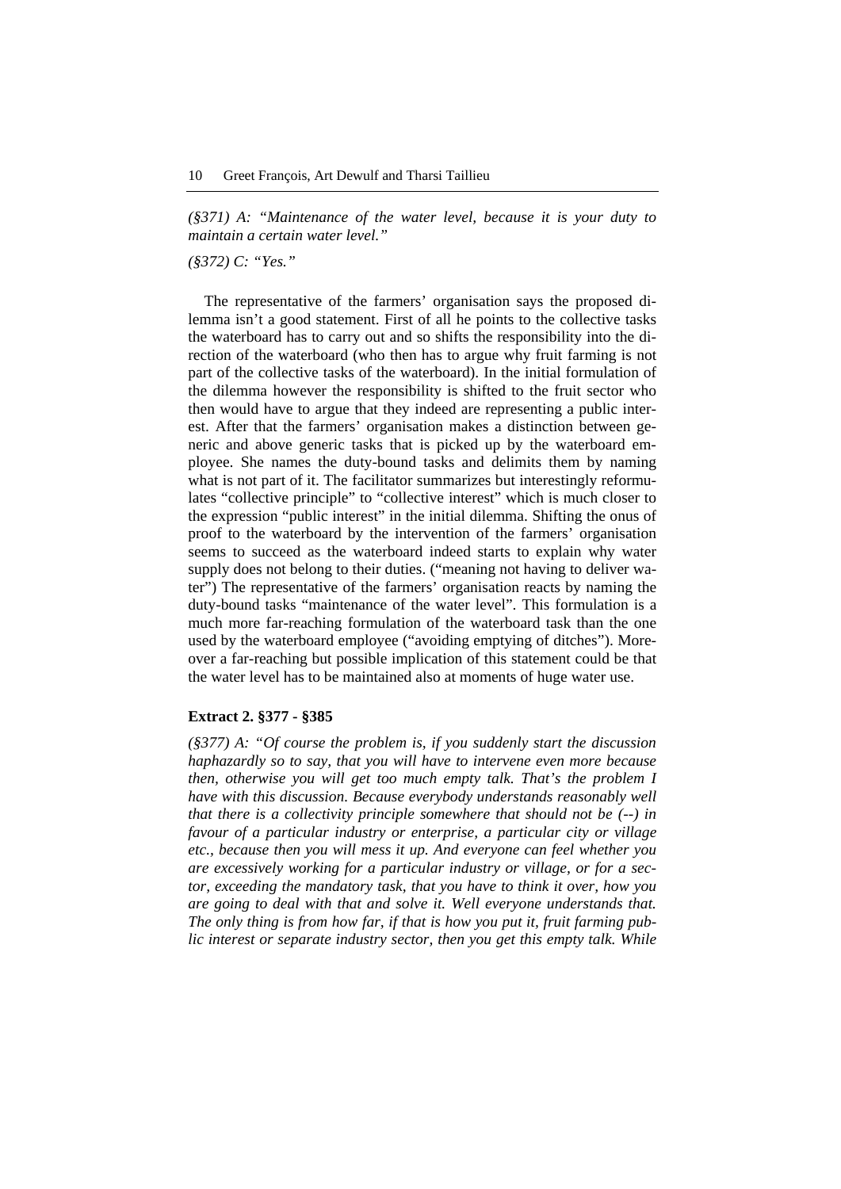*(§371) A: "Maintenance of the water level, because it is your duty to maintain a certain water level."*

*(§372) C: "Yes."*

The representative of the farmers' organisation says the proposed dilemma isn't a good statement. First of all he points to the collective tasks the waterboard has to carry out and so shifts the responsibility into the direction of the waterboard (who then has to argue why fruit farming is not part of the collective tasks of the waterboard). In the initial formulation of the dilemma however the responsibility is shifted to the fruit sector who then would have to argue that they indeed are representing a public interest. After that the farmers' organisation makes a distinction between generic and above generic tasks that is picked up by the waterboard employee. She names the duty-bound tasks and delimits them by naming what is not part of it. The facilitator summarizes but interestingly reformulates "collective principle" to "collective interest" which is much closer to the expression "public interest" in the initial dilemma. Shifting the onus of proof to the waterboard by the intervention of the farmers' organisation seems to succeed as the waterboard indeed starts to explain why water supply does not belong to their duties. ("meaning not having to deliver water") The representative of the farmers' organisation reacts by naming the duty-bound tasks "maintenance of the water level". This formulation is a much more far-reaching formulation of the waterboard task than the one used by the waterboard employee ("avoiding emptying of ditches"). Moreover a far-reaching but possible implication of this statement could be that the water level has to be maintained also at moments of huge water use.

**Extract 2. §377 - §385**

*(§377) A: "Of course the problem is, if you suddenly start the discussion haphazardly so to say, that you will have to intervene even more because then, otherwise you will get too much empty talk. That's the problem I have with this discussion. Because everybody understands reasonably well that there is a collectivity principle somewhere that should not be (--) in favour of a particular industry or enterprise, a particular city or village etc., because then you will mess it up. And everyone can feel whether you are excessively working for a particular industry or village, or for a sector, exceeding the mandatory task, that you have to think it over, how you are going to deal with that and solve it. Well everyone understands that. The only thing is from how far, if that is how you put it, fruit farming public interest or separate industry sector, then you get this empty talk. While*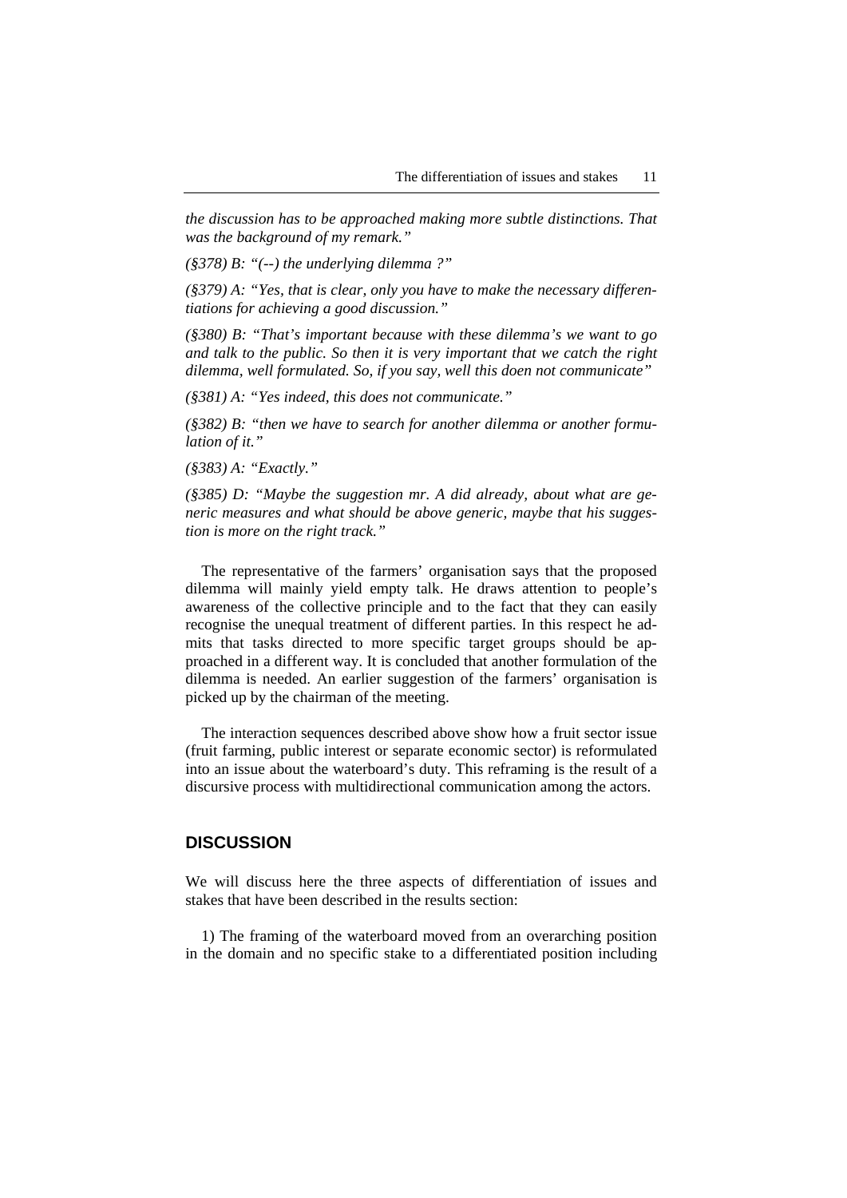*the discussion has to be approached making more subtle distinctions. That was the background of my remark."*

*(§378) B: "(--) the underlying dilemma ?"*

*(§379) A: "Yes, that is clear, only you have to make the necessary differentiations for achieving a good discussion."*

*(§380) B: "That's important because with these dilemma's we want to go and talk to the public. So then it is very important that we catch the right dilemma, well formulated. So, if you say, well this doen not communicate"*

*(§381) A: "Yes indeed, this does not communicate."*

*(§382) B: "then we have to search for another dilemma or another formulation of it."*

*(§383) A: "Exactly."*

*(§385) D: "Maybe the suggestion mr. A did already, about what are generic measures and what should be above generic, maybe that his suggestion is more on the right track."*

The representative of the farmers' organisation says that the proposed dilemma will mainly yield empty talk. He draws attention to people's awareness of the collective principle and to the fact that they can easily recognise the unequal treatment of different parties. In this respect he admits that tasks directed to more specific target groups should be approached in a different way. It is concluded that another formulation of the dilemma is needed. An earlier suggestion of the farmers' organisation is picked up by the chairman of the meeting.

The interaction sequences described above show how a fruit sector issue (fruit farming, public interest or separate economic sector) is reformulated into an issue about the waterboard's duty. This reframing is the result of a discursive process with multidirectional communication among the actors.

## DISCUSSION

We will discuss here the three aspects of differentiation of issues and stakes that have been described in the results section:

1) The framing of the waterboard moved from an overarching position in the domain and no specific stake to a differentiated position including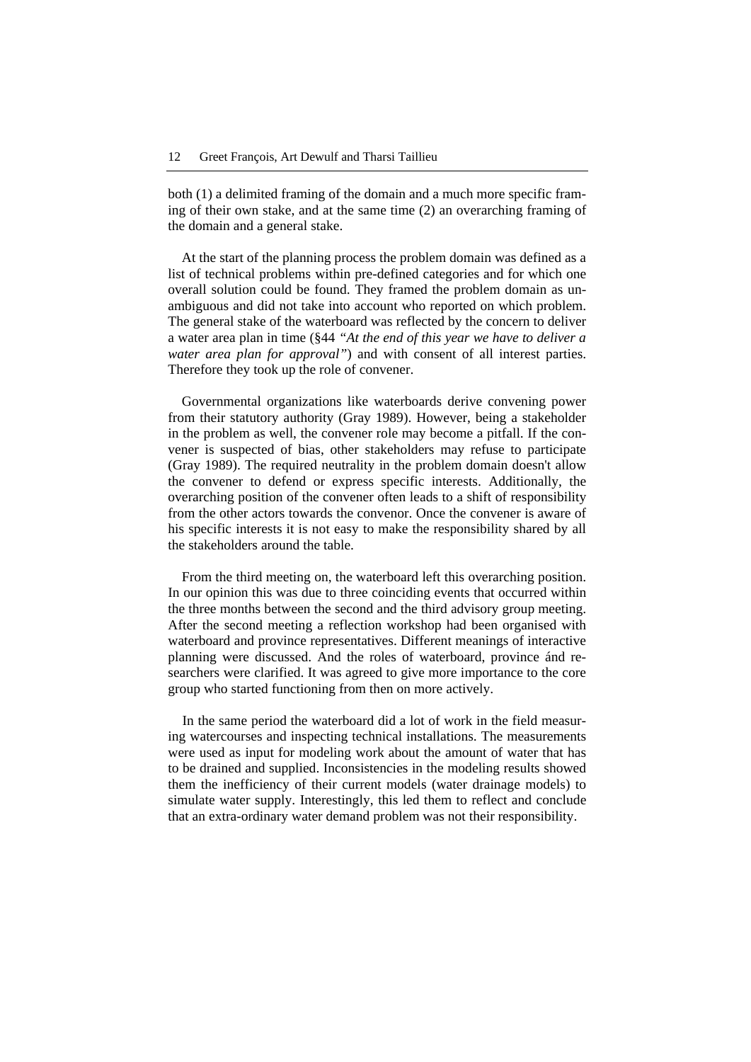both (1) a delimited framing of the domain and a much more specific framing of their own stake, and at the same time (2) an overarching framing of the domain and a general stake.

At the start of the planning process the problem domain was defined as a list of technical problems within pre-defined categories and for which one overall solution could be found. They framed the problem domain as unambiguous and did not take into account who reported on which problem. The general stake of the waterboard was reflected by the concern to deliver a water area plan in time (§44 *"At the end of this year we have to deliver a water area plan for approval"*) and with consent of all interest parties. Therefore they took up the role of convener.

Governmental organizations like waterboards derive convening power from their statutory authority (Gray 1989). However, being a stakeholder in the problem as well, the convener role may become a pitfall. If the convener is suspected of bias, other stakeholders may refuse to participate (Gray 1989). The required neutrality in the problem domain doesn't allow the convener to defend or express specific interests. Additionally, the overarching position of the convener often leads to a shift of responsibility from the other actors towards the convenor. Once the convener is aware of his specific interests it is not easy to make the responsibility shared by all the stakeholders around the table.

From the third meeting on, the waterboard left this overarching position. In our opinion this was due to three coinciding events that occurred within the three months between the second and the third advisory group meeting. After the second meeting a reflection workshop had been organised with waterboard and province representatives. Different meanings of interactive planning were discussed. And the roles of waterboard, province ánd researchers were clarified. It was agreed to give more importance to the core group who started functioning from then on more actively.

In the same period the waterboard did a lot of work in the field measuring watercourses and inspecting technical installations. The measurements were used as input for modeling work about the amount of water that has to be drained and supplied. Inconsistencies in the modeling results showed them the inefficiency of their current models (water drainage models) to simulate water supply. Interestingly, this led them to reflect and conclude that an extra-ordinary water demand problem was not their responsibility.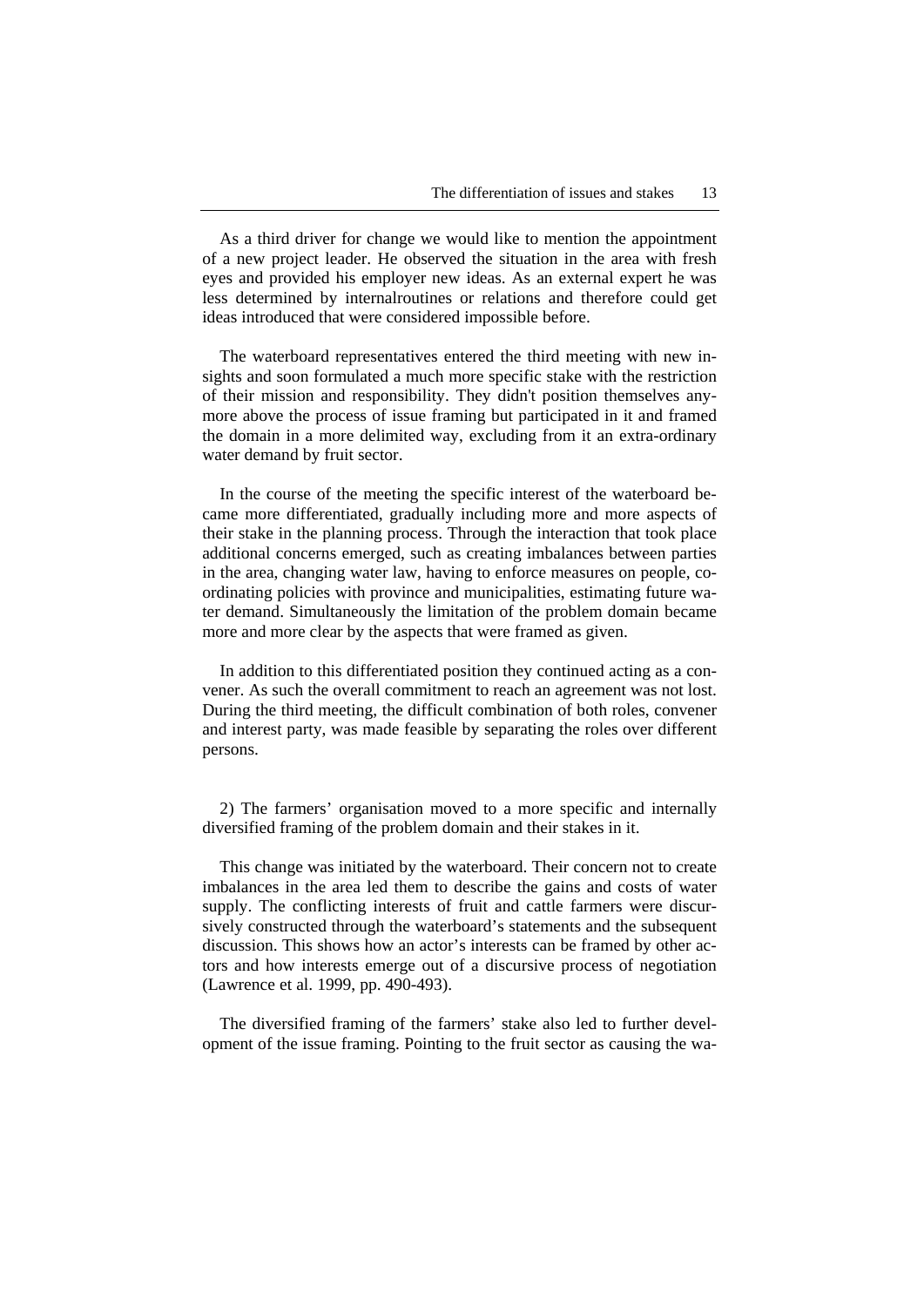As a third driver for change we would like to mention the appointment of a new project leader. He observed the situation in the area with fresh eyes and provided his employer new ideas. As an external expert he was less determined by internalroutines or relations and therefore could get ideas introduced that were considered impossible before.

The waterboard representatives entered the third meeting with new insights and soon formulated a much more specific stake with the restriction of their mission and responsibility. They didn't position themselves anymore above the process of issue framing but participated in it and framed the domain in a more delimited way, excluding from it an extra-ordinary water demand by fruit sector.

In the course of the meeting the specific interest of the waterboard became more differentiated, gradually including more and more aspects of their stake in the planning process. Through the interaction that took place additional concerns emerged, such as creating imbalances between parties in the area, changing water law, having to enforce measures on people, coordinating policies with province and municipalities, estimating future water demand. Simultaneously the limitation of the problem domain became more and more clear by the aspects that were framed as given.

In addition to this differentiated position they continued acting as a convener. As such the overall commitment to reach an agreement was not lost. During the third meeting, the difficult combination of both roles, convener and interest party, was made feasible by separating the roles over different persons.

2) The farmers' organisation moved to a more specific and internally diversified framing of the problem domain and their stakes in it.

This change was initiated by the waterboard. Their concern not to create imbalances in the area led them to describe the gains and costs of water supply. The conflicting interests of fruit and cattle farmers were discursively constructed through the waterboard's statements and the subsequent discussion. This shows how an actor's interests can be framed by other actors and how interests emerge out of a discursive process of negotiation (Lawrence et al. 1999, pp. 490-493).

The diversified framing of the farmers' stake also led to further development of the issue framing. Pointing to the fruit sector as causing the wa-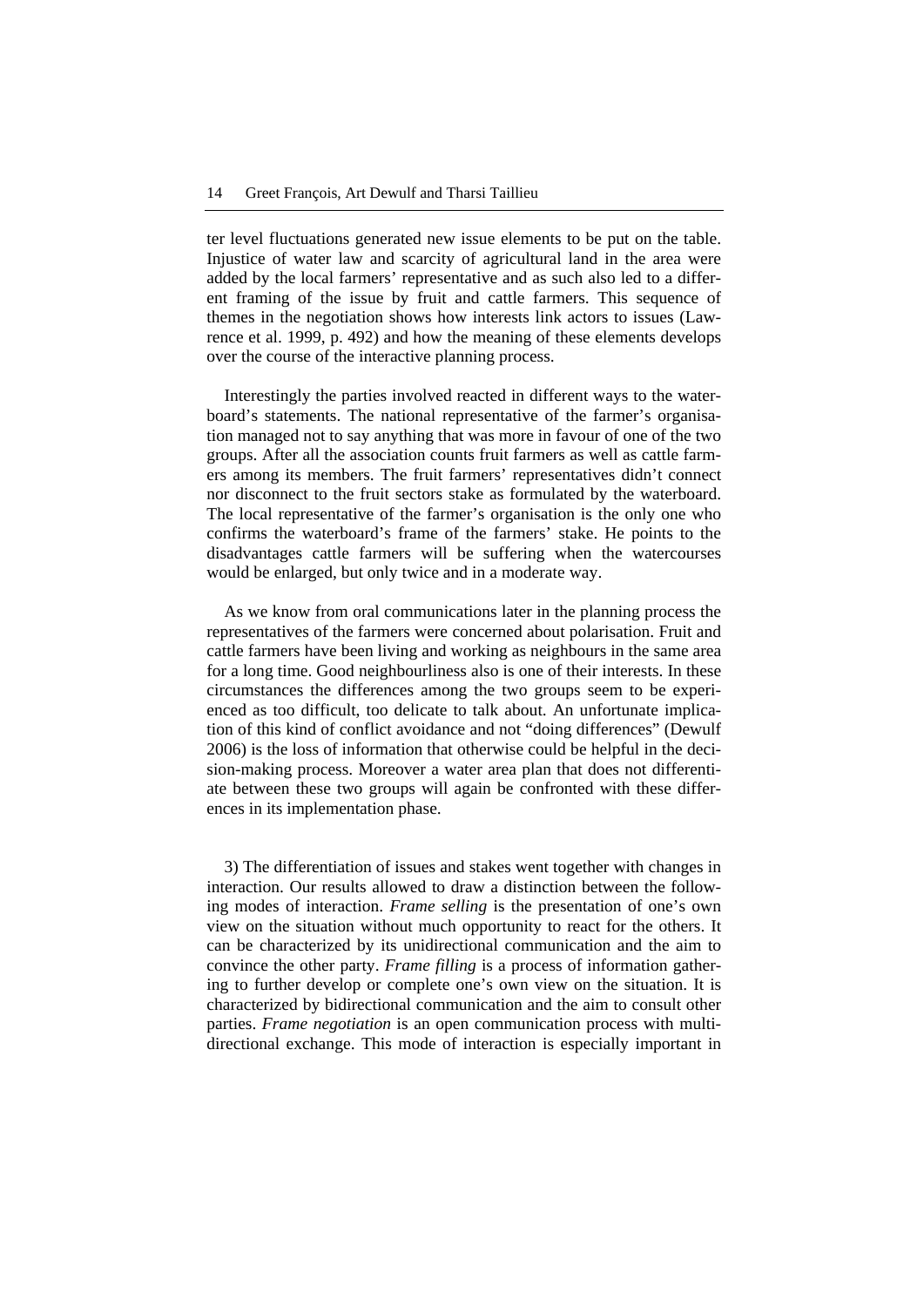ter level fluctuations generated new issue elements to be put on the table. Injustice of water law and scarcity of agricultural land in the area were added by the local farmers' representative and as such also led to a different framing of the issue by fruit and cattle farmers. This sequence of themes in the negotiation shows how interests link actors to issues (Lawrence et al. 1999, p. 492) and how the meaning of these elements develops over the course of the interactive planning process.

Interestingly the parties involved reacted in different ways to the waterboard's statements. The national representative of the farmer's organisation managed not to say anything that was more in favour of one of the two groups. After all the association counts fruit farmers as well as cattle farmers among its members. The fruit farmers' representatives didn't connect nor disconnect to the fruit sectors stake as formulated by the waterboard. The local representative of the farmer's organisation is the only one who confirms the waterboard's frame of the farmers' stake. He points to the disadvantages cattle farmers will be suffering when the watercourses would be enlarged, but only twice and in a moderate way.

As we know from oral communications later in the planning process the representatives of the farmers were concerned about polarisation. Fruit and cattle farmers have been living and working as neighbours in the same area for a long time. Good neighbourliness also is one of their interests. In these circumstances the differences among the two groups seem to be experienced as too difficult, too delicate to talk about. An unfortunate implication of this kind of conflict avoidance and not "doing differences" (Dewulf 2006) is the loss of information that otherwise could be helpful in the decision-making process. Moreover a water area plan that does not differentiate between these two groups will again be confronted with these differences in its implementation phase.

3) The differentiation of issues and stakes went together with changes in interaction. Our results allowed to draw a distinction between the following modes of interaction. *Frame selling* is the presentation of one's own view on the situation without much opportunity to react for the others. It can be characterized by its unidirectional communication and the aim to convince the other party. *Frame filling* is a process of information gathering to further develop or complete one's own view on the situation. It is characterized by bidirectional communication and the aim to consult other parties. *Frame negotiation* is an open communication process with multidirectional exchange. This mode of interaction is especially important in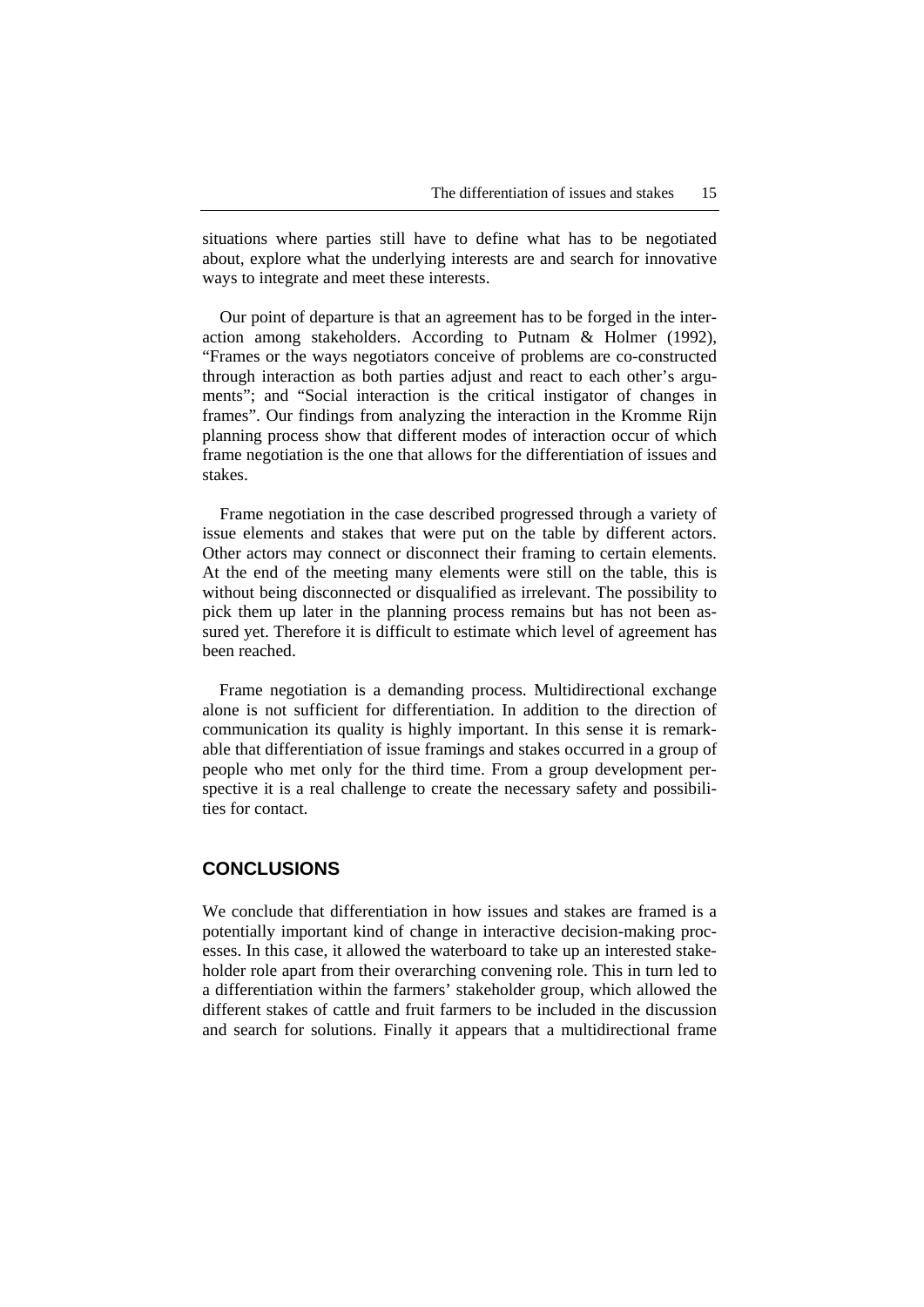situations where parties still have to define what has to be negotiated about, explore what the underlying interests are and search for innovative ways to integrate and meet these interests.

Our point of departure is that an agreement has to be forged in the interaction among stakeholders. According to Putnam & Holmer (1992), "Frames or the ways negotiators conceive of problems are co-constructed through interaction as both parties adjust and react to each other's arguments"; and "Social interaction is the critical instigator of changes in frames". Our findings from analyzing the interaction in the Kromme Rijn planning process show that different modes of interaction occur of which frame negotiation is the one that allows for the differentiation of issues and stakes.

Frame negotiation in the case described progressed through a variety of issue elements and stakes that were put on the table by different actors. Other actors may connect or disconnect their framing to certain elements. At the end of the meeting many elements were still on the table, this is without being disconnected or disqualified as irrelevant. The possibility to pick them up later in the planning process remains but has not been assured yet. Therefore it is difficult to estimate which level of agreement has been reached.

Frame negotiation is a demanding process. Multidirectional exchange alone is not sufficient for differentiation. In addition to the direction of communication its quality is highly important. In this sense it is remarkable that differentiation of issue framings and stakes occurred in a group of people who met only for the third time. From a group development perspective it is a real challenge to create the necessary safety and possibilities for contact.

## CONCLUSIONS

We conclude that differentiation in how issues and stakes are framed is a potentially important kind of change in interactive decision-making processes. In this case, it allowed the waterboard to take up an interested stakeholder role apart from their overarching convening role. This in turn led to a differentiation within the farmers' stakeholder group, which allowed the different stakes of cattle and fruit farmers to be included in the discussion and search for solutions. Finally it appears that a multidirectional frame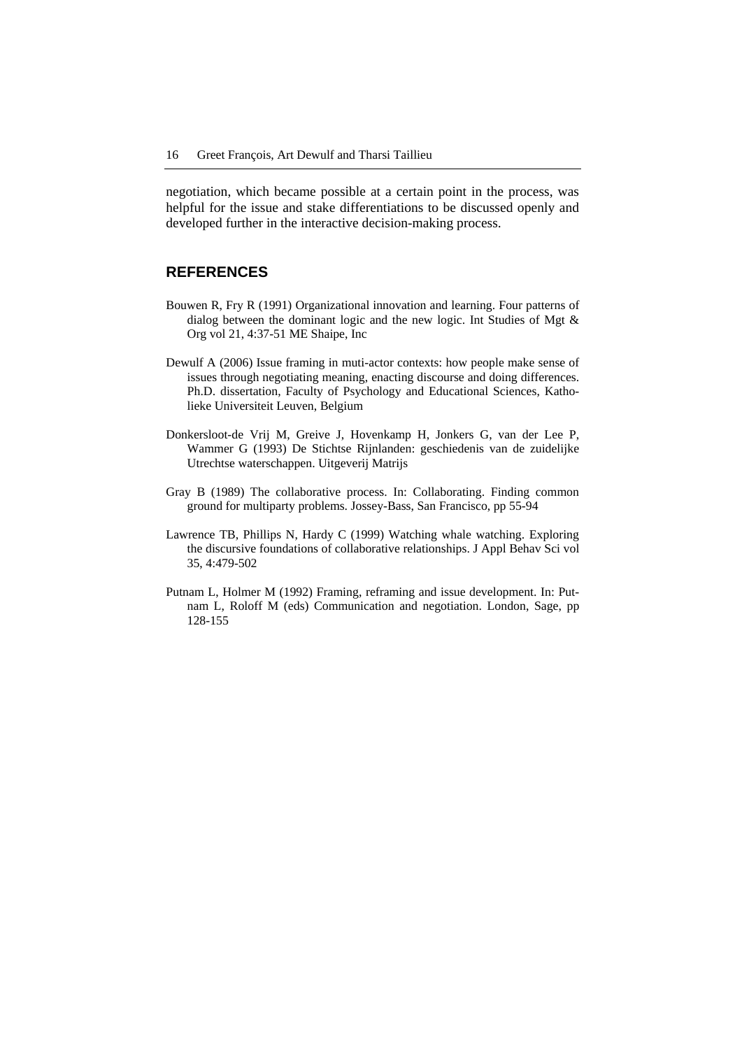negotiation, which became possible at a certain point in the process, was helpful for the issue and stake differentiations to be discussed openly and developed further in the interactive decision-making process.

## REFERENCES

Bouwen R, Fry R (1991) Organizational innovation and learning. Four patterns of dialog between the dominant logic and the new logic. Int Studies of Mgt & Org vol 21, 4:37-51 ME Shaipe, Inc

Dewulf A (2006) Issue framing in muti-actor contexts: how people make sense of issues through negotiating meaning, enacting discourse and doing differences. Ph.D. dissertation, Faculty of Psychology and Educational Sciences, Katholieke Universiteit Leuven, Belgium

Donkersloot-de Vrij M, Greive J, Hovenkamp H, Jonkers G, van der Lee P, Wammer G (1993) De Stichtse Rijnlanden: geschiedenis van de zuidelijke Utrechtse waterschappen. Uitgeverij Matrijs

Gray B (1989) The collaborative process. In: Collaborating. Finding common ground for multiparty problems. Jossey-Bass, San Francisco, pp 55-94

Lawrence TB, Phillips N, Hardy C (1999) Watching whale watching. Exploring the discursive foundations of collaborative relationships. J Appl Behav Sci vol 35, 4:479-502

Putnam L, Holmer M (1992) Framing, reframing and issue development. In: Putnam L, Roloff M (eds) Communication and negotiation. London, Sage, pp 128-155